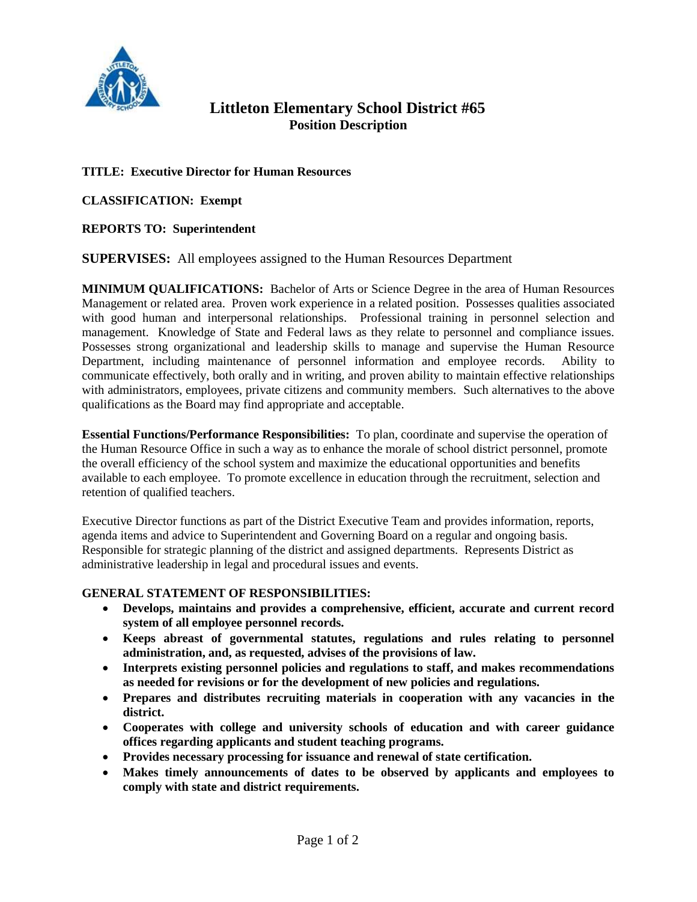# Littleton Elementary School District #65

## Position Description

**TITLE: Executive Director for Human Resources**

**CLASSIFICATION: Exempt**

**REPORTS TO: Superintendent**

**SUPERVISES:** All employees assigned to the Human Resources Department

**MINIMUM QUALIFICATIONS:** Bachelor of Arts or Science Degree in the area of Human Resources Management or related area. Proven work experience in a related position. Possesses qualities associated with good human and interpersonal relationships. Professional training in personnel selection and management. Knowledge of State and Federal laws as they relate to personnel and compliance issues. Possesses strong organizational and leadership skills to manage and supervise the Human Resource Department, including maintenance of personnel information and employee records. Ability to communicate effectively, both orally and in writing, and proven ability to maintain effective relationships with administrators, employees, private citizens and community members. Such alternatives to the above qualifications as the Board may find appropriate and acceptable.

**Essential Functions/Performance Responsibilities:** To plan, coordinate and supervise the operation of the Human Resource Office in such a way as to enhance the morale of school district personnel, promote the overall efficiency of the school system and maximize the educational opportunities and benefits available to each employee. To promote excellence in education through the recruitment, selection and retention of qualified teachers.

Executive Director functions as part of the District Executive Team and provides information, reports, agenda items and advice to Superintendent and Governing Board on a regular and ongoing basis. Responsible for strategic planning of the district and assigned departments. Represents District as administrative leadership in legal and procedural issues and events.

**GENERAL STATEMENT OF RESPONSIBILITIES:**

- **Develops, maintains and provides a comprehensive, efficient, accurate and current record system of all employee personnel records.**
- **Keeps abreast of governmental statutes, regulations and rules relating to personnel administration, and, as requested, advises of the provisions of law.**
- **Interprets existing personnel policies and regulations to staff, and makes recommendations as needed for revisions or for the development of new policies and regulations.**
- **Prepares and distributes recruiting materials in cooperation with any vacancies in the district.**
- **Cooperates with college and university schools of education and with career guidance offices regarding applicants and student teaching programs.**
- **Provides necessary processing for issuance and renewal of state certification.**
- **Makes timely announcements of dates to be observed by applicants and employees to comply with state and district requirements.**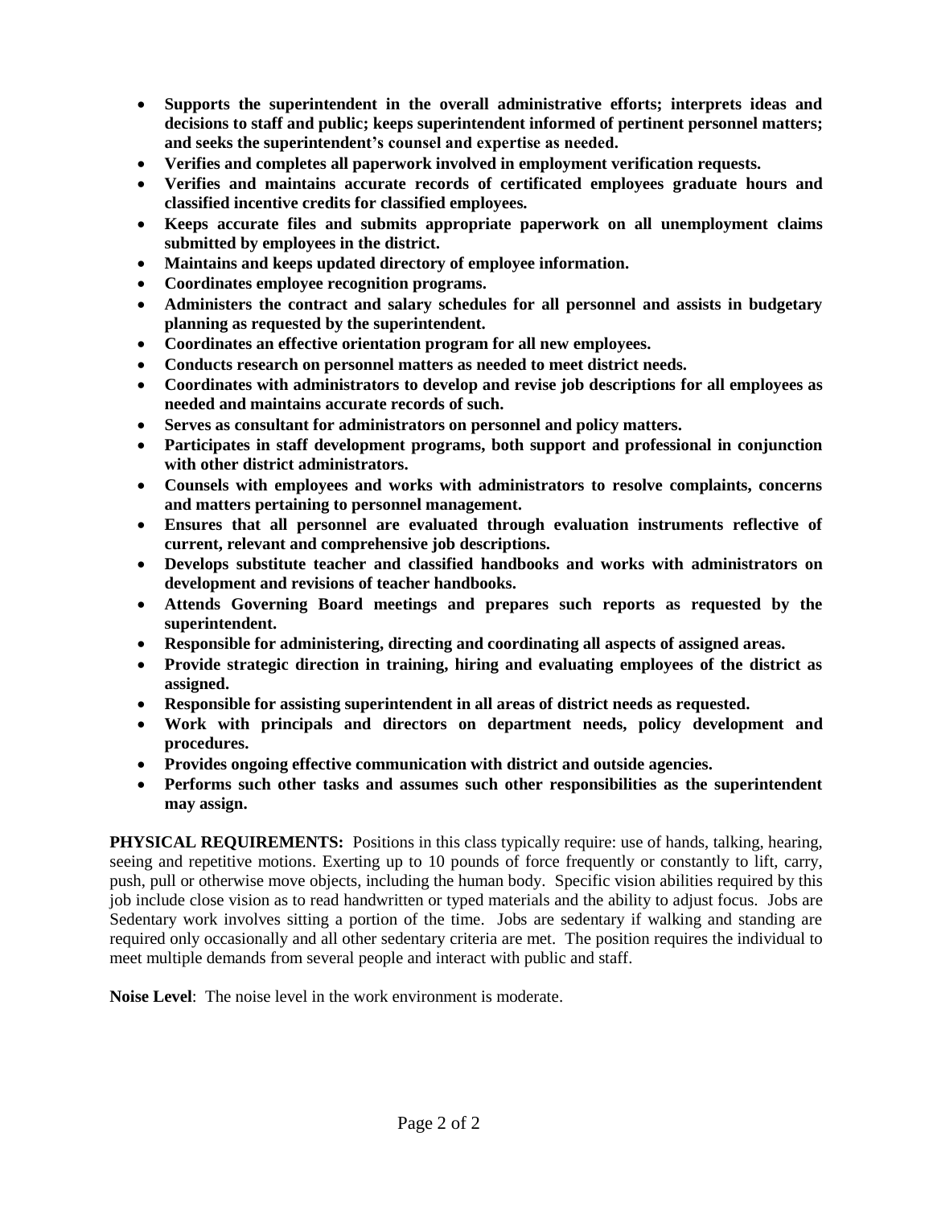- **Supports the superintendent in the overall administrative efforts; interprets ideas and decisions to staff and public; keeps superintendent informed of pertinent personnel matters; and seeks the superintendent's counsel and expertise as needed.**
- **Verifies and completes all paperwork involved in employment verification requests.**
- **Verifies and maintains accurate records of certificated employees graduate hours and classified incentive credits for classified employees.**
- **Keeps accurate files and submits appropriate paperwork on all unemployment claims submitted by employees in the district.**
- **Maintains and keeps updated directory of employee information.**
- **Coordinates employee recognition programs.**
- **Administers the contract and salary schedules for all personnel and assists in budgetary planning as requested by the superintendent.**
- **Coordinates an effective orientation program for all new employees.**
- **Conducts research on personnel matters as needed to meet district needs.**
- **Coordinates with administrators to develop and revise job descriptions for all employees as needed and maintains accurate records of such.**
- **Serves as consultant for administrators on personnel and policy matters.**
- **Participates in staff development programs, both support and professional in conjunction with other district administrators.**
- **Counsels with employees and works with administrators to resolve complaints, concerns and matters pertaining to personnel management.**
- **Ensures that all personnel are evaluated through evaluation instruments reflective of current, relevant and comprehensive job descriptions.**
- **Develops substitute teacher and classified handbooks and works with administrators on development and revisions of teacher handbooks.**
- **Attends Governing Board meetings and prepares such reports as requested by the superintendent.**
- **Responsible for administering, directing and coordinating all aspects of assigned areas.**
- **Provide strategic direction in training, hiring and evaluating employees of the district as assigned.**
- **Responsible for assisting superintendent in all areas of district needs as requested.**
- **Work with principals and directors on department needs, policy development and procedures.**
- **Provides ongoing effective communication with district and outside agencies.**
- **Performs such other tasks and assumes such other responsibilities as the superintendent may assign.**

**PHYSICAL REQUIREMENTS:** Positions in this class typically require: use of hands, talking, hearing, seeing and repetitive motions. Exerting up to 10 pounds of force frequently or constantly to lift, carry, push, pull or otherwise move objects, including the human body. Specific vision abilities required by this job include close vision as to read handwritten or typed materials and the ability to adjust focus. Jobs are Sedentary work involves sitting a portion of the time. Jobs are sedentary if walking and standing are required only occasionally and all other sedentary criteria are met. The position requires the individual to meet multiple demands from several people and interact with public and staff.

**Noise Level**: The noise level in the work environment is moderate.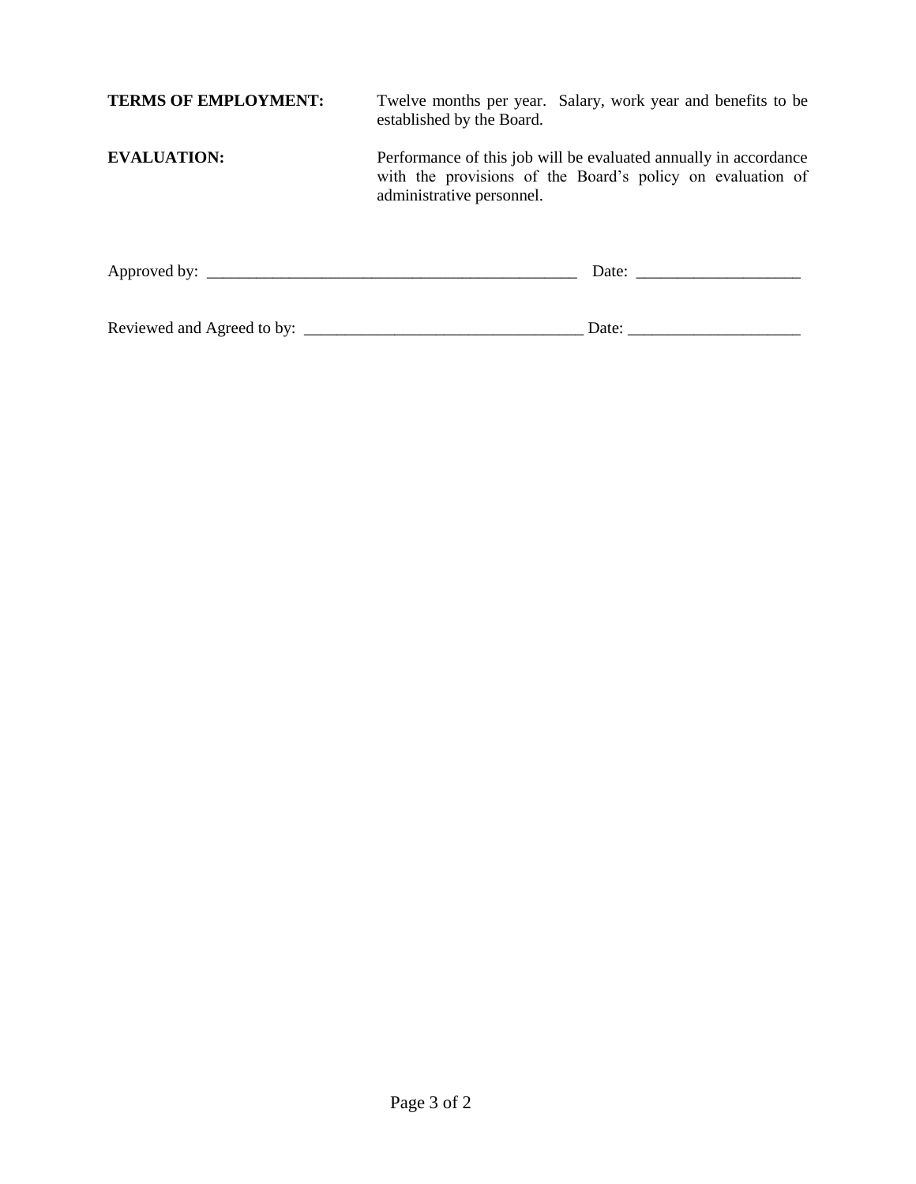**TERMS OF EMPLOYMENT:** Twelve months per year. Salary, work year and benefits to be established by the Board.

**EVALUATION:** Performance of this job will be evaluated annually in accordance with the provisions of the Board's policy on evaluation of administrative personnel.

Approved by: _______________________________________________ Date: ____________________

Reviewed and Agreed to by: ___________________________________ Date: _____________________